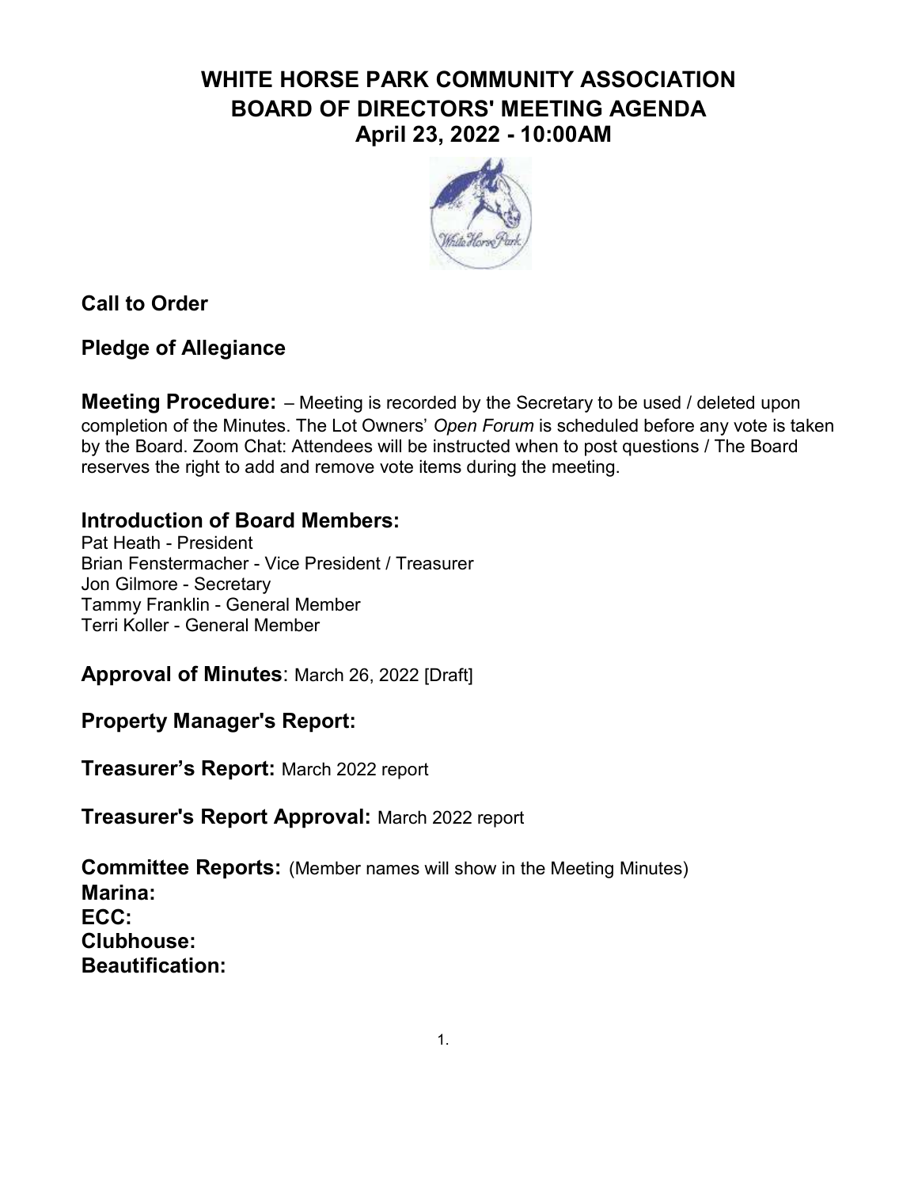# WHITE HORSE PARK COMMUNITY ASSOCIATION
# BOARD OF DIRECTORS' MEETING AGENDA
# April 23, 2022 - 10:00AM

## Call to Order

## Pledge of Allegiance

**Meeting Procedure:** – Meeting is recorded by the Secretary to be used / deleted upon completion of the Minutes. The Lot Owners' *Open Forum* is scheduled before any vote is taken by the Board. Zoom Chat: Attendees will be instructed when to post questions / The Board reserves the right to add and remove vote items during the meeting.

## Introduction of Board Members:

Pat Heath - President
Brian Fenstermacher - Vice President / Treasurer
Jon Gilmore - Secretary
Tammy Franklin - General Member
Terri Koller - General Member

**Approval of Minutes**: March 26, 2022 [Draft]

**Property Manager's Report:**

**Treasurer's Report:** March 2022 report

**Treasurer's Report Approval:** March 2022 report

**Committee Reports:** (Member names will show in the Meeting Minutes)
**Marina:**
**ECC:**
**Clubhouse:**
**Beautification:**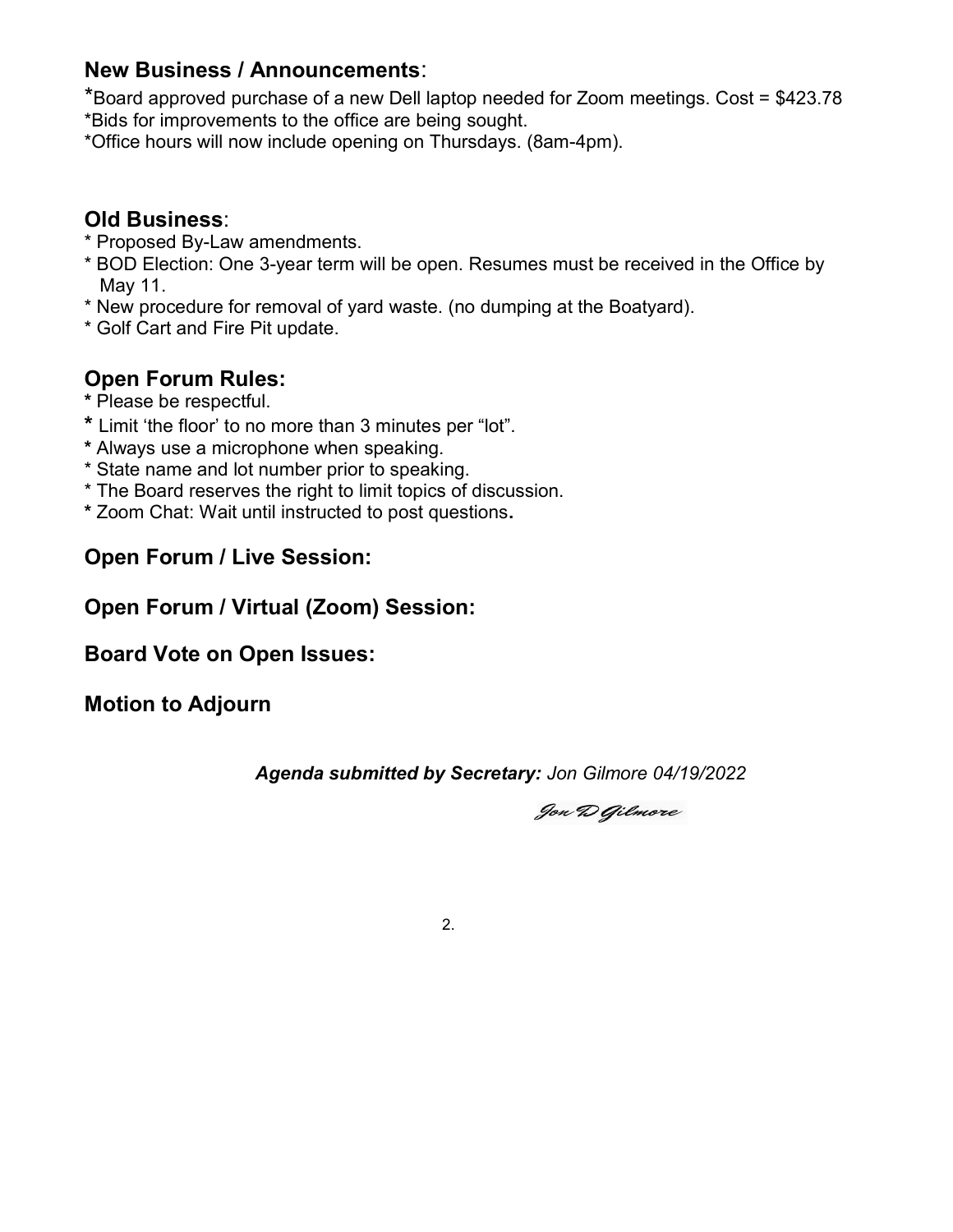## New Business / Announcements:

*Board approved purchase of a new Dell laptop needed for Zoom meetings. Cost = $423.78
*Bids for improvements to the office are being sought.
*Office hours will now include opening on Thursdays. (8am-4pm).

## Old Business:

* Proposed By-Law amendments.
* BOD Election: One 3-year term will be open. Resumes must be received in the Office by May 11.
* New procedure for removal of yard waste. (no dumping at the Boatyard).
* Golf Cart and Fire Pit update.

## Open Forum Rules:

* Please be respectful.
* Limit 'the floor' to no more than 3 minutes per "lot".
* Always use a microphone when speaking.
* State name and lot number prior to speaking.
* The Board reserves the right to limit topics of discussion.
* Zoom Chat: Wait until instructed to post questions.

## Open Forum / Live Session:

## Open Forum / Virtual (Zoom) Session:

## Board Vote on Open Issues:

## Motion to Adjourn

***Agenda submitted by Secretary:*** *Jon Gilmore 04/19/2022*

*Jon D Gilmore*